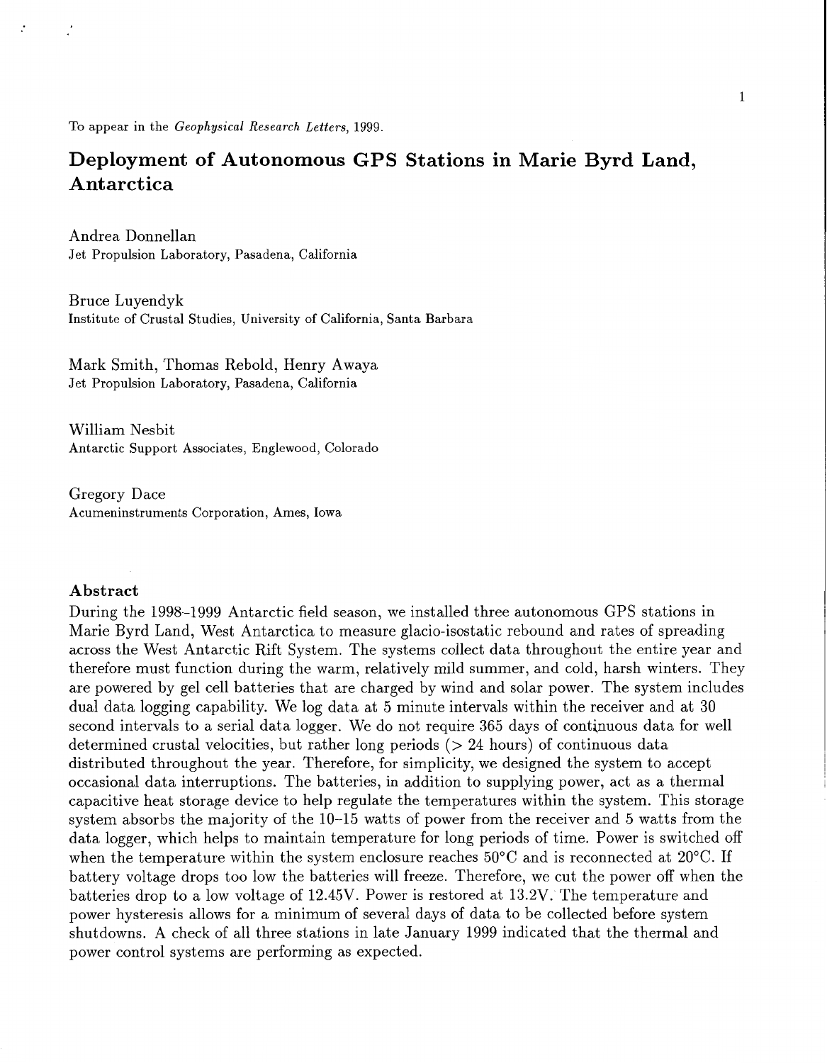To appear in the *Geophysical Research Letters*, 1999.

# Deployment of Autonomous GPS Stations in Marie Byrd Land, Antarctica

Andrea Donnellan
Jet Propulsion Laboratory, Pasadena, California

Bruce Luyendyk
Institute of Crustal Studies, University of California, Santa Barbara

Mark Smith, Thomas Rebold, Henry Awaya
Jet Propulsion Laboratory, Pasadena, California

William Nesbit
Antarctic Support Associates, Englewood, Colorado

Gregory Dace
Acumeninstruments Corporation, Ames, Iowa

## Abstract

During the 1998–1999 Antarctic field season, we installed three autonomous GPS stations in Marie Byrd Land, West Antarctica to measure glacio-isostatic rebound and rates of spreading across the West Antarctic Rift System. The systems collect data throughout the entire year and therefore must function during the warm, relatively mild summer, and cold, harsh winters. They are powered by gel cell batteries that are charged by wind and solar power. The system includes dual data logging capability. We log data at 5 minute intervals within the receiver and at 30 second intervals to a serial data logger. We do not require 365 days of continuous data for well determined crustal velocities, but rather long periods (> 24 hours) of continuous data distributed throughout the year. Therefore, for simplicity, we designed the system to accept occasional data interruptions. The batteries, in addition to supplying power, act as a thermal capacitive heat storage device to help regulate the temperatures within the system. This storage system absorbs the majority of the 10–15 watts of power from the receiver and 5 watts from the data logger, which helps to maintain temperature for long periods of time. Power is switched off when the temperature within the system enclosure reaches 50°C and is reconnected at 20°C. If battery voltage drops too low the batteries will freeze. Therefore, we cut the power off when the batteries drop to a low voltage of 12.45V. Power is restored at 13.2V. The temperature and power hysteresis allows for a minimum of several days of data to be collected before system shutdowns. A check of all three stations in late January 1999 indicated that the thermal and power control systems are performing as expected.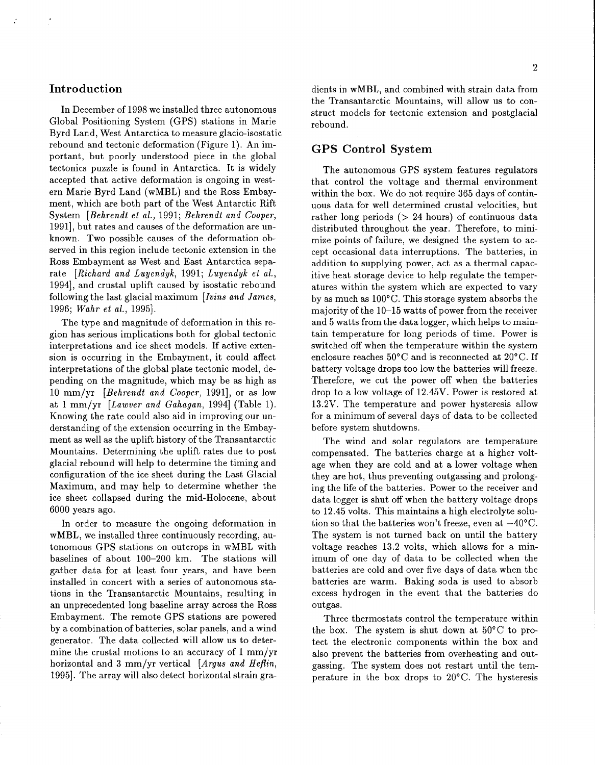## Introduction

In December of 1998 we installed three autonomous Global Positioning System (GPS) stations in Marie Byrd Land, West Antarctica to measure glacio-isostatic rebound and tectonic deformation (Figure 1). An important, but poorly understood piece in the global tectonics puzzle is found in Antarctica. It is widely accepted that active deformation is ongoing in western Marie Byrd Land (wMBL) and the Ross Embayment, which are both part of the West Antarctic Rift System [*Behrendt et al.*, 1991; *Behrendt and Cooper*, 1991], but rates and causes of the deformation are unknown. Two possible causes of the deformation observed in this region include tectonic extension in the Ross Embayment as West and East Antarctica separate [*Richard and Luyendyk*, 1991; *Luyendyk et al.*, 1994], and crustal uplift caused by isostatic rebound following the last glacial maximum [*Ivins and James*, 1996; *Wahr et al.*, 1995].

The type and magnitude of deformation in this region has serious implications both for global tectonic interpretations and ice sheet models. If active extension is occurring in the Embayment, it could affect interpretations of the global plate tectonic model, depending on the magnitude, which may be as high as 10 mm/yr [*Behrendt and Cooper*, 1991], or as low at 1 mm/yr [*Lawver and Gahagan*, 1994] (Table 1). Knowing the rate could also aid in improving our understanding of the extension occurring in the Embayment as well as the uplift history of the Transantarctic Mountains. Determining the uplift rates due to post glacial rebound will help to determine the timing and configuration of the ice sheet during the Last Glacial Maximum, and may help to determine whether the ice sheet collapsed during the mid-Holocene, about 6000 years ago.

In order to measure the ongoing deformation in wMBL, we installed three continuously recording, autonomous GPS stations on outcrops in wMBL with baselines of about 100–200 km. The stations will gather data for at least four years, and have been installed in concert with a series of autonomous stations in the Transantarctic Mountains, resulting in an unprecedented long baseline array across the Ross Embayment. The remote GPS stations are powered by a combination of batteries, solar panels, and a wind generator. The data collected will allow us to determine the crustal motions to an accuracy of 1 mm/yr horizontal and 3 mm/yr vertical [*Argus and Heflin*, 1995]. The array will also detect horizontal strain gradients in wMBL, and combined with strain data from the Transantarctic Mountains, will allow us to construct models for tectonic extension and postglacial rebound.

## GPS Control System

The autonomous GPS system features regulators that control the voltage and thermal environment within the box. We do not require 365 days of continuous data for well determined crustal velocities, but rather long periods (> 24 hours) of continuous data distributed throughout the year. Therefore, to minimize points of failure, we designed the system to accept occasional data interruptions. The batteries, in addition to supplying power, act as a thermal capacitive heat storage device to help regulate the temperatures within the system which are expected to vary by as much as 100°C. This storage system absorbs the majority of the 10–15 watts of power from the receiver and 5 watts from the data logger, which helps to maintain temperature for long periods of time. Power is switched off when the temperature within the system enclosure reaches 50°C and is reconnected at 20°C. If battery voltage drops too low the batteries will freeze. Therefore, we cut the power off when the batteries drop to a low voltage of 12.45V. Power is restored at 13.2V. The temperature and power hysteresis allow for a minimum of several days of data to be collected before system shutdowns.

The wind and solar regulators are temperature compensated. The batteries charge at a higher voltage when they are cold and at a lower voltage when they are hot, thus preventing outgassing and prolonging the life of the batteries. Power to the receiver and data logger is shut off when the battery voltage drops to 12.45 volts. This maintains a high electrolyte solution so that the batteries won't freeze, even at −40°C. The system is not turned back on until the battery voltage reaches 13.2 volts, which allows for a minimum of one day of data to be collected when the batteries are cold and over five days of data when the batteries are warm. Baking soda is used to absorb excess hydrogen in the event that the batteries do outgas.

Three thermostats control the temperature within the box. The system is shut down at 50°C to protect the electronic components within the box and also prevent the batteries from overheating and outgassing. The system does not restart until the temperature in the box drops to 20°C. The hysteresis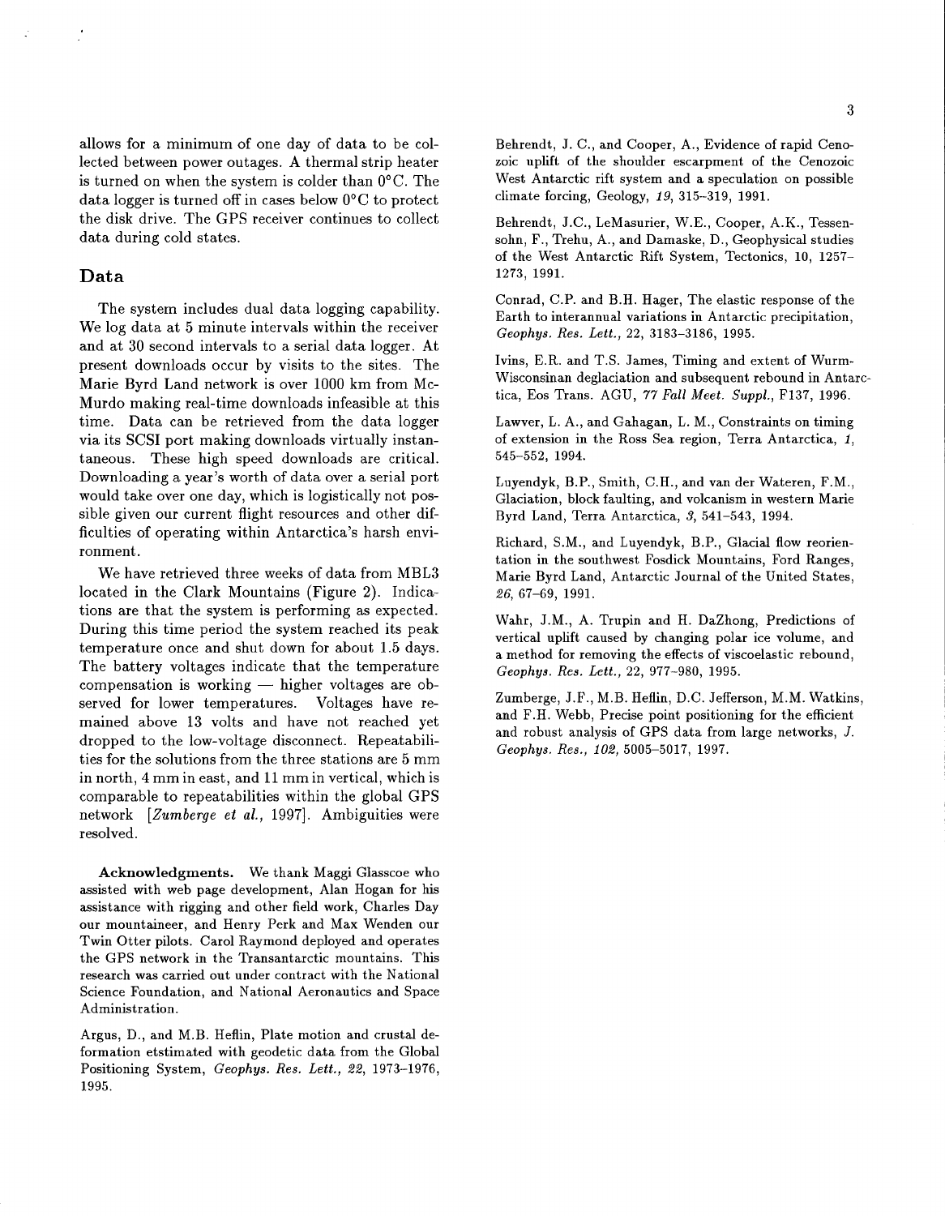allows for a minimum of one day of data to be collected between power outages. A thermal strip heater is turned on when the system is colder than 0°C. The data logger is turned off in cases below 0°C to protect the disk drive. The GPS receiver continues to collect data during cold states.

## Data

The system includes dual data logging capability. We log data at 5 minute intervals within the receiver and at 30 second intervals to a serial data logger. At present downloads occur by visits to the sites. The Marie Byrd Land network is over 1000 km from McMurdo making real-time downloads infeasible at this time. Data can be retrieved from the data logger via its SCSI port making downloads virtually instantaneous. These high speed downloads are critical. Downloading a year's worth of data over a serial port would take over one day, which is logistically not possible given our current flight resources and other difficulties of operating within Antarctica's harsh environment.

We have retrieved three weeks of data from MBL3 located in the Clark Mountains (Figure 2). Indications are that the system is performing as expected. During this time period the system reached its peak temperature once and shut down for about 1.5 days. The battery voltages indicate that the temperature compensation is working — higher voltages are observed for lower temperatures. Voltages have remained above 13 volts and have not reached yet dropped to the low-voltage disconnect. Repeatabilities for the solutions from the three stations are 5 mm in north, 4 mm in east, and 11 mm in vertical, which is comparable to repeatabilities within the global GPS network [*Zumberge et al.*, 1997]. Ambiguities were resolved.

**Acknowledgments.** We thank Maggi Glasscoe who assisted with web page development, Alan Hogan for his assistance with rigging and other field work, Charles Day our mountaineer, and Henry Perk and Max Wenden our Twin Otter pilots. Carol Raymond deployed and operates the GPS network in the Transantarctic mountains. This research was carried out under contract with the National Science Foundation, and National Aeronautics and Space Administration.

Argus, D., and M.B. Heflin, Plate motion and crustal deformation etstimated with geodetic data from the Global Positioning System, *Geophys. Res. Lett., 22*, 1973–1976, 1995.

Behrendt, J. C., and Cooper, A., Evidence of rapid Cenozoic uplift of the shoulder escarpment of the Cenozoic West Antarctic rift system and a speculation on possible climate forcing, Geology, *19*, 315–319, 1991.

Behrendt, J.C., LeMasurier, W.E., Cooper, A.K., Tessensohn, F., Trehu, A., and Damaske, D., Geophysical studies of the West Antarctic Rift System, Tectonics, 10, 1257–1273, 1991.

Conrad, C.P. and B.H. Hager, The elastic response of the Earth to interannual variations in Antarctic precipitation, *Geophys. Res. Lett.,* 22, 3183–3186, 1995.

Ivins, E.R. and T.S. James, Timing and extent of Wurm-Wisconsinan deglaciation and subsequent rebound in Antarctica, Eos Trans. AGU, *77 Fall Meet. Suppl.*, F137, 1996.

Lawver, L. A., and Gahagan, L. M., Constraints on timing of extension in the Ross Sea region, Terra Antarctica, *1*, 545–552, 1994.

Luyendyk, B.P., Smith, C.H., and van der Wateren, F.M., Glaciation, block faulting, and volcanism in western Marie Byrd Land, Terra Antarctica, *3*, 541–543, 1994.

Richard, S.M., and Luyendyk, B.P., Glacial flow reorientation in the southwest Fosdick Mountains, Ford Ranges, Marie Byrd Land, Antarctic Journal of the United States, *26*, 67–69, 1991.

Wahr, J.M., A. Trupin and H. DaZhong, Predictions of vertical uplift caused by changing polar ice volume, and a method for removing the effects of viscoelastic rebound, *Geophys. Res. Lett.,* 22, 977–980, 1995.

Zumberge, J.F., M.B. Heflin, D.C. Jefferson, M.M. Watkins, and F.H. Webb, Precise point positioning for the efficient and robust analysis of GPS data from large networks, *J. Geophys. Res., 102,* 5005–5017, 1997.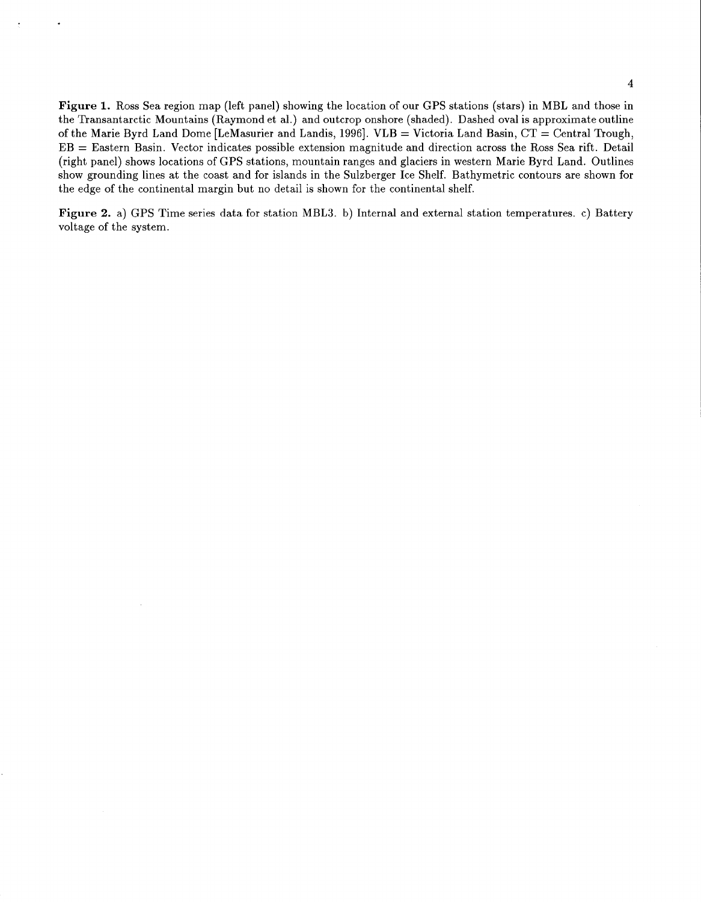**Figure 1.** Ross Sea region map (left panel) showing the location of our GPS stations (stars) in MBL and those in the Transantarctic Mountains (Raymond et al.) and outcrop onshore (shaded). Dashed oval is approximate outline of the Marie Byrd Land Dome [LeMasurier and Landis, 1996]. VLB = Victoria Land Basin, CT = Central Trough, EB = Eastern Basin. Vector indicates possible extension magnitude and direction across the Ross Sea rift. Detail (right panel) shows locations of GPS stations, mountain ranges and glaciers in western Marie Byrd Land. Outlines show grounding lines at the coast and for islands in the Sulzberger Ice Shelf. Bathymetric contours are shown for the edge of the continental margin but no detail is shown for the continental shelf.

**Figure 2.** a) GPS Time series data for station MBL3. b) Internal and external station temperatures. c) Battery voltage of the system.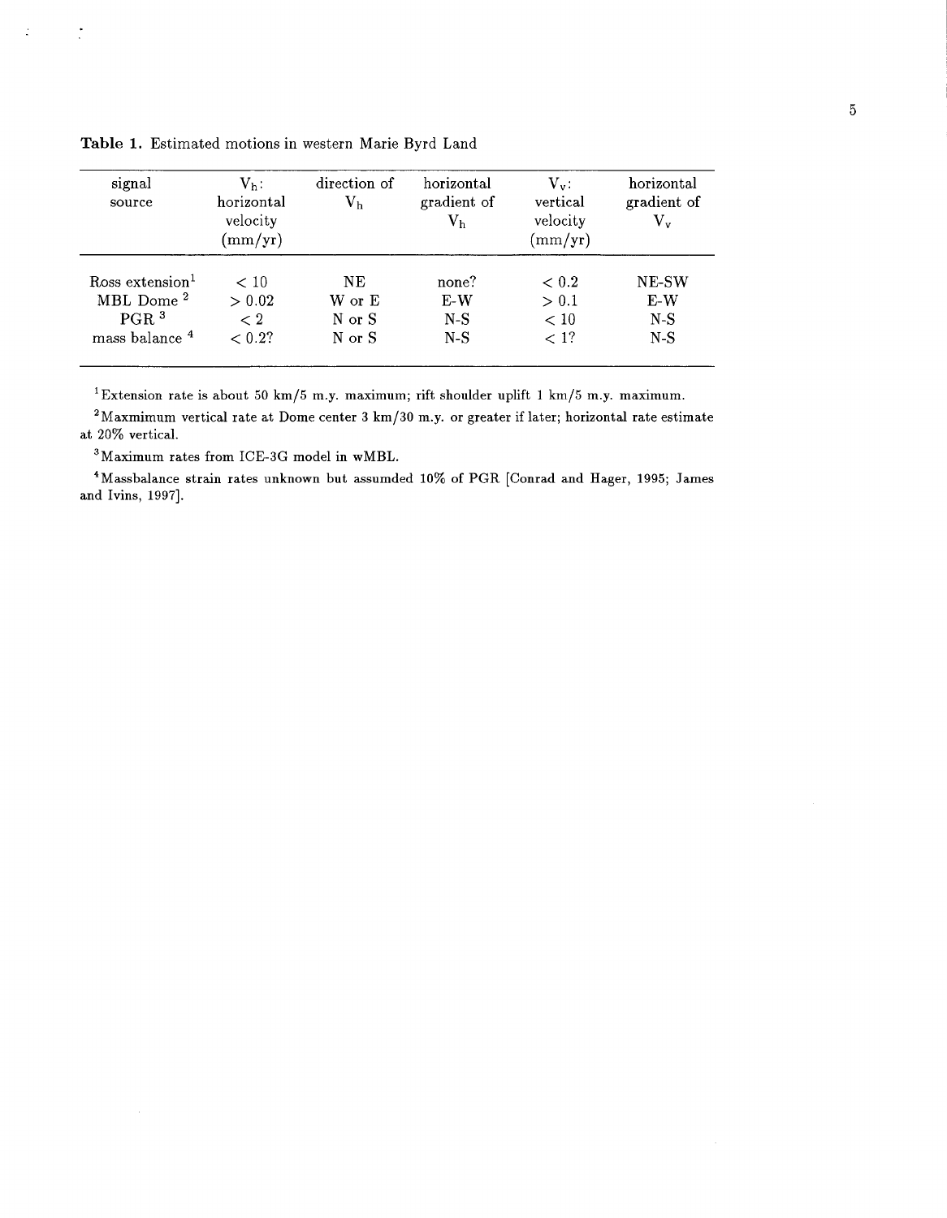**Table 1.** Estimated motions in western Marie Byrd Land

| signal source | $V_h$: horizontal velocity (mm/yr) | direction of $V_h$ | horizontal gradient of $V_h$ | $V_v$: vertical velocity (mm/yr) | horizontal gradient of $V_v$ |
|---|---|---|---|---|---|
| Ross extension[1] | $< 10$ | NE | none? | $< 0.2$ | NE-SW |
| MBL Dome [2] | $> 0.02$ | W or E | E-W | $> 0.1$ | E-W |
| PGR [3] | $< 2$ | N or S | N-S | $< 10$ | N-S |
| mass balance [4] | $< 0.2$? | N or S | N-S | $< 1$? | N-S |

[1] Extension rate is about 50 km/5 m.y. maximum; rift shoulder uplift 1 km/5 m.y. maximum.

[2] Maxmimum vertical rate at Dome center 3 km/30 m.y. or greater if later; horizontal rate estimate at 20% vertical.

[3] Maximum rates from ICE-3G model in wMBL.

[4] Massbalance strain rates unknown but assumded 10% of PGR [Conrad and Hager, 1995; James and Ivins, 1997].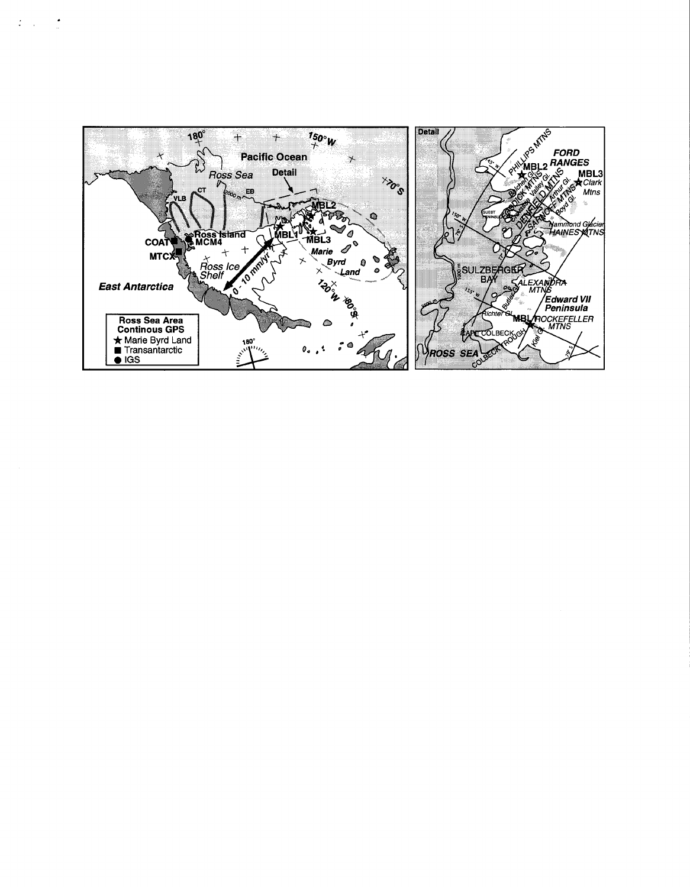Ross Sea Area Continous GPS

- ★ Marie Byrd Land
- ■ Transantarctic
- ● IGS

180° 150°W 70°S 120°W 80°S

Pacific Ocean Ross Sea Detail 2000 m VLB CT EB MBL2 MBL1 MBL3 Marie Byrd Land Ross Island MCM4 COAT MTCX Ross Ice Shelf 0 - 10 mm/yr East Antarctica

Detail

PHILLIPS MTNS FORD RANGES MBL2 MBL3 Clark Mtns FOSDICK MTNS DENFELD MTNS SARNOFF MTNS Balchen Gl. Chester Valley Gl. Arthur Gl. Boyd Gl. GUEST PENINSULA Hammond Glacier HAINES MTNS 150° W 145° W 76° S 77° S SULZBERGER BAY ALEXANDRA MTNS Edward VII Peninsula 1000 m Butler Gl. Richter Gl. MBL ROCKEFELLER MTNS 155° W CAPE COLBECK COLBECK TROUGH Kiel Gl. 78° S ROSS SEA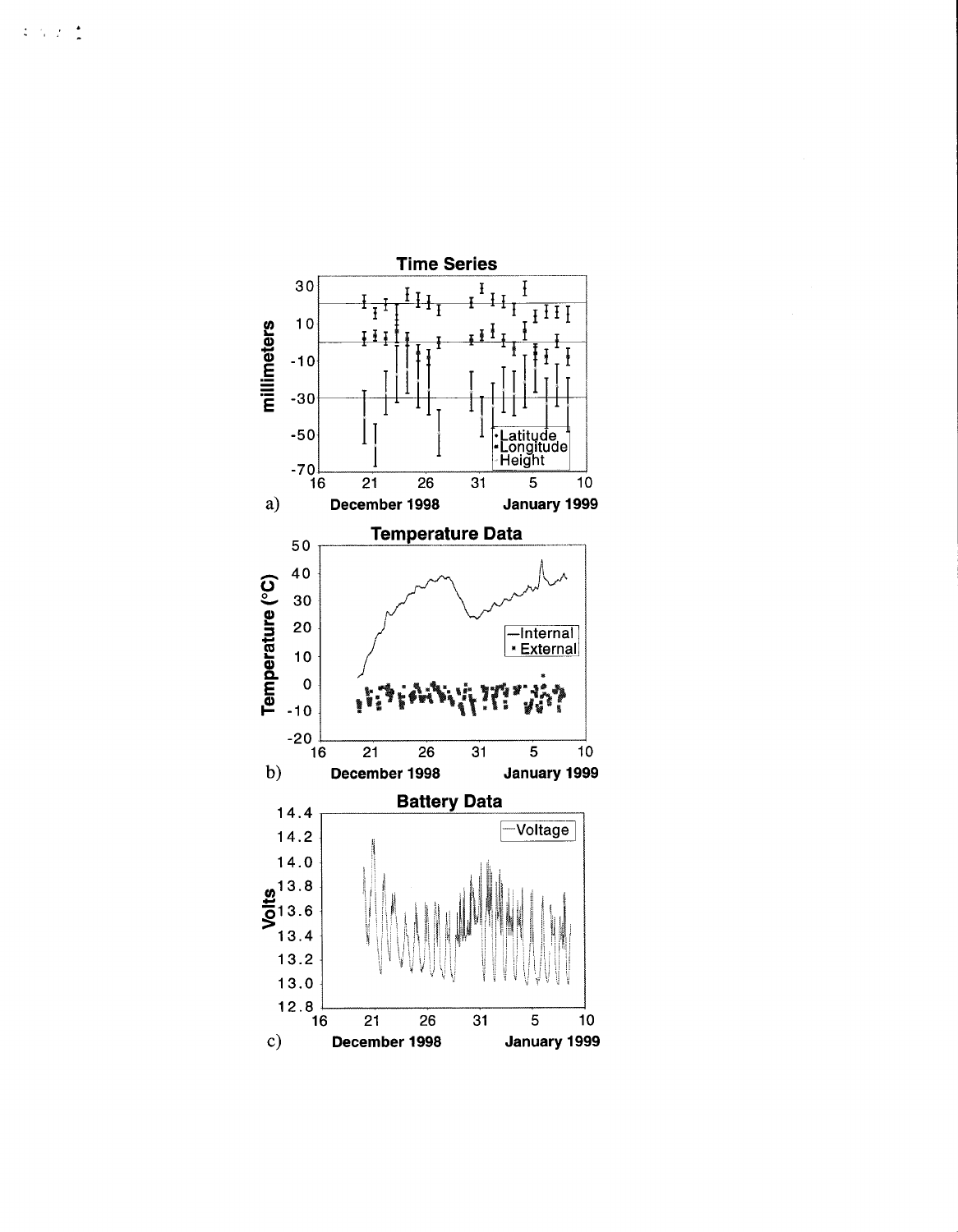Time Series

millimeters

30
10
-10
-30
-50
-70

Latitude
Longitude
Height

16 21 26 31 5 10

a) December 1998 January 1999

Temperature Data

Temperature (°C)

50
40
30
20
10
0
-10
-20

Internal
External

16 21 26 31 5 10

b) December 1998 January 1999

Battery Data

Volts

14.4
14.2
14.0
13.8
13.6
13.4
13.2
13.0
12.8

Voltage

16 21 26 31 5 10

c) December 1998 January 1999